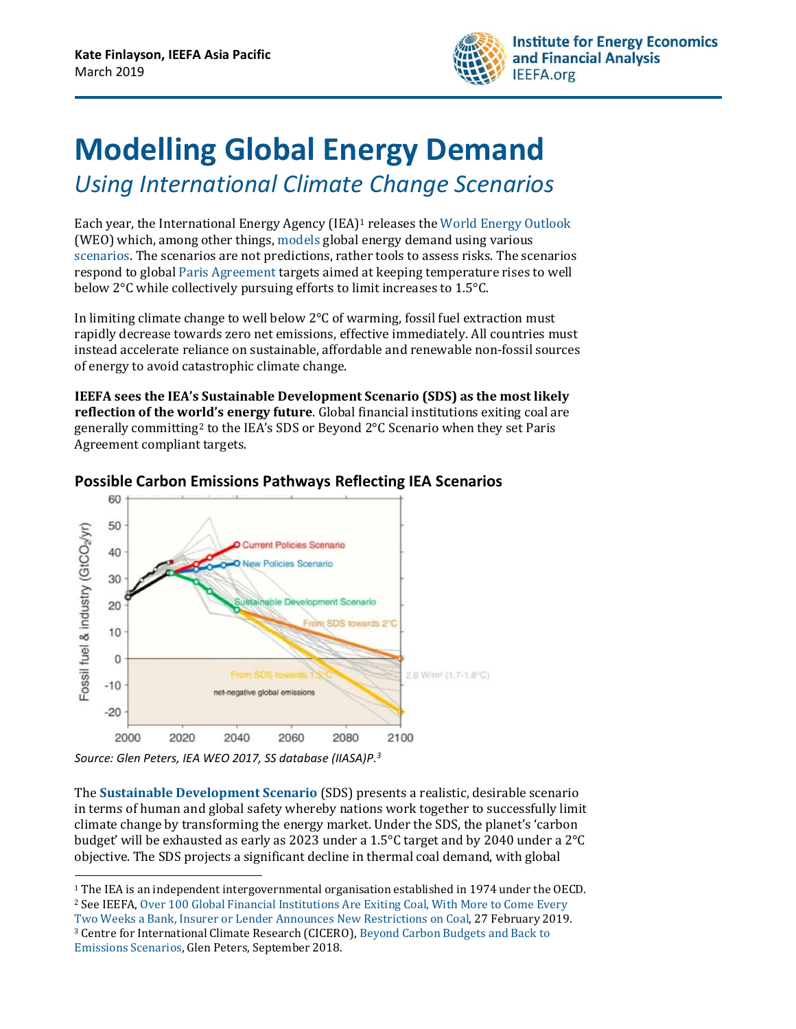Kate Finlayson, IEEFA Asia Pacific
March 2019

# Modelling Global Energy Demand

## *Using International Climate Change Scenarios*

Each year, the International Energy Agency (IEA)[1] releases the World Energy Outlook (WEO) which, among other things, models global energy demand using various scenarios. The scenarios are not predictions, rather tools to assess risks. The scenarios respond to global Paris Agreement targets aimed at keeping temperature rises to well below 2°C while collectively pursuing efforts to limit increases to 1.5°C.

In limiting climate change to well below 2°C of warming, fossil fuel extraction must rapidly decrease towards zero net emissions, effective immediately. All countries must instead accelerate reliance on sustainable, affordable and renewable non-fossil sources of energy to avoid catastrophic climate change.

**IEEFA sees the IEA's Sustainable Development Scenario (SDS) as the most likely reflection of the world's energy future**. Global financial institutions exiting coal are generally committing[2] to the IEA's SDS or Beyond 2°C Scenario when they set Paris Agreement compliant targets.

### Possible Carbon Emissions Pathways Reflecting IEA Scenarios

*Source: Glen Peters, IEA WEO 2017, SS database (IIASA)P.[3]*

The **Sustainable Development Scenario** (SDS) presents a realistic, desirable scenario in terms of human and global safety whereby nations work together to successfully limit climate change by transforming the energy market. Under the SDS, the planet's 'carbon budget' will be exhausted as early as 2023 under a 1.5°C target and by 2040 under a 2°C objective. The SDS projects a significant decline in thermal coal demand, with global

---

[1] The IEA is an independent intergovernmental organisation established in 1974 under the OECD.

[2] See IEEFA, Over 100 Global Financial Institutions Are Exiting Coal, With More to Come Every Two Weeks a Bank, Insurer or Lender Announces New Restrictions on Coal, 27 February 2019.

[3] Centre for International Climate Research (CICERO), Beyond Carbon Budgets and Back to Emissions Scenarios, Glen Peters, September 2018.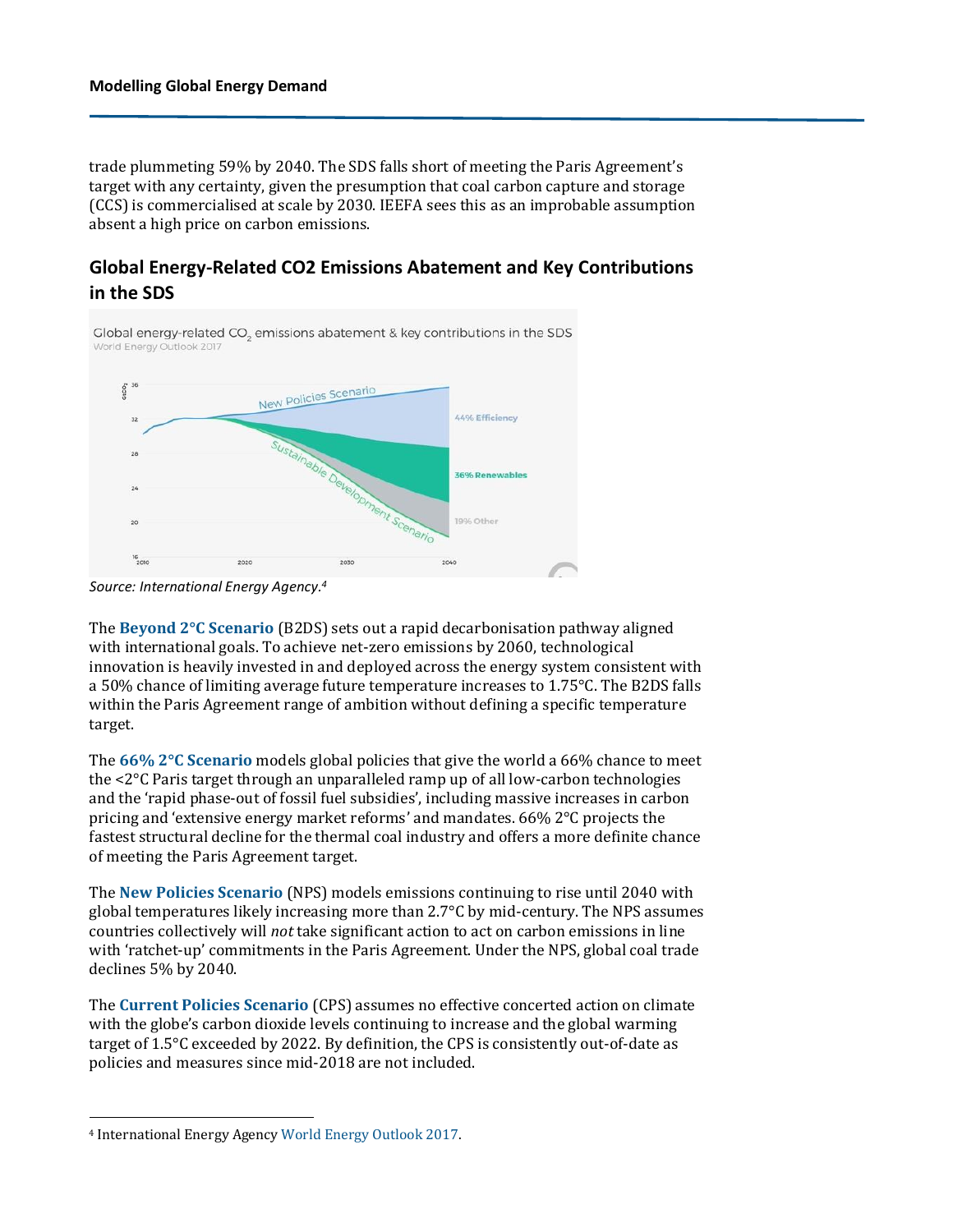trade plummeting 59% by 2040. The SDS falls short of meeting the Paris Agreement's target with any certainty, given the presumption that coal carbon capture and storage (CCS) is commercialised at scale by 2030. IEEFA sees this as an improbable assumption absent a high price on carbon emissions.

## Global Energy-Related CO2 Emissions Abatement and Key Contributions in the SDS

Global energy-related $CO_2$ emissions abatement & key contributions in the SDS
World Energy Outlook 2017

GtCO2
36
32
28
24
20
16
2010
2020
2030
2040

New Policies Scenario
Sustainable Development Scenario
44% Efficiency
36% Renewables
19% Other

*Source: International Energy Agency.[4]*

The **Beyond 2°C Scenario** (B2DS) sets out a rapid decarbonisation pathway aligned with international goals. To achieve net-zero emissions by 2060, technological innovation is heavily invested in and deployed across the energy system consistent with a 50% chance of limiting average future temperature increases to 1.75°C. The B2DS falls within the Paris Agreement range of ambition without defining a specific temperature target.

The **66% 2°C Scenario** models global policies that give the world a 66% chance to meet the <2°C Paris target through an unparalleled ramp up of all low-carbon technologies and the 'rapid phase-out of fossil fuel subsidies', including massive increases in carbon pricing and 'extensive energy market reforms' and mandates. 66% 2°C projects the fastest structural decline for the thermal coal industry and offers a more definite chance of meeting the Paris Agreement target.

The **New Policies Scenario** (NPS) models emissions continuing to rise until 2040 with global temperatures likely increasing more than 2.7°C by mid-century. The NPS assumes countries collectively will *not* take significant action to act on carbon emissions in line with 'ratchet-up' commitments in the Paris Agreement. Under the NPS, global coal trade declines 5% by 2040.

The **Current Policies Scenario** (CPS) assumes no effective concerted action on climate with the globe's carbon dioxide levels continuing to increase and the global warming target of 1.5°C exceeded by 2022. By definition, the CPS is consistently out-of-date as policies and measures since mid-2018 are not included.

---

[4] International Energy Agency World Energy Outlook 2017.